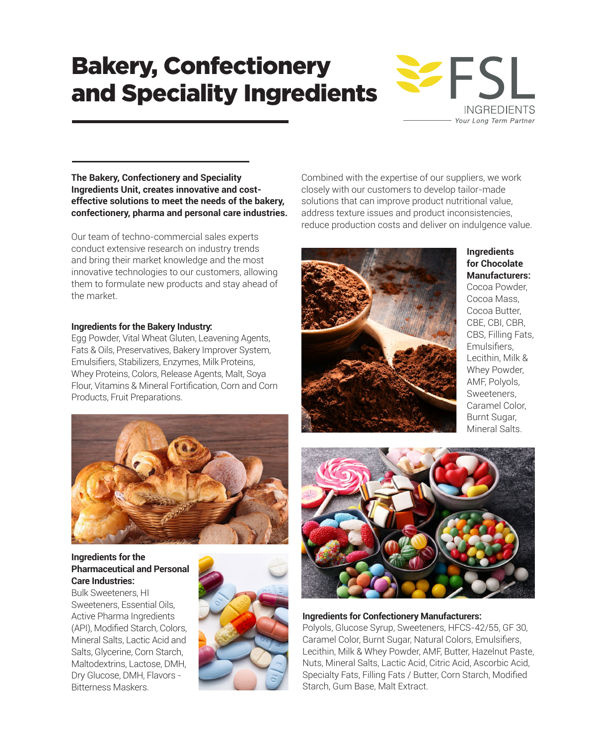# Bakery, Confectionery and Speciality Ingredients

FSL INGREDIENTS
*Your Long Term Partner*

**The Bakery, Confectionery and Speciality Ingredients Unit, creates innovative and cost-effective solutions to meet the needs of the bakery, confectionery, pharma and personal care industries.**

Our team of techno-commercial sales experts conduct extensive research on industry trends and bring their market knowledge and the most innovative technologies to our customers, allowing them to formulate new products and stay ahead of the market.

Combined with the expertise of our suppliers, we work closely with our customers to develop tailor-made solutions that can improve product nutritional value, address texture issues and product inconsistencies, reduce production costs and deliver on indulgence value.

**Ingredients for the Bakery Industry:**
Egg Powder, Vital Wheat Gluten, Leavening Agents, Fats & Oils, Preservatives, Bakery Improver System, Emulsifiers, Stabilizers, Enzymes, Milk Proteins, Whey Proteins, Colors, Release Agents, Malt, Soya Flour, Vitamins & Mineral Fortification, Corn and Corn Products, Fruit Preparations.

**Ingredients for Chocolate Manufacturers:**
Cocoa Powder, Cocoa Mass, Cocoa Butter, CBE, CBI, CBR, CBS, Filling Fats, Emulsifiers, Lecithin, Milk & Whey Powder, AMF, Polyols, Sweeteners, Caramel Color, Burnt Sugar, Mineral Salts.

**Ingredients for the Pharmaceutical and Personal Care Industries:**
Bulk Sweeteners, HI Sweeteners, Essential Oils, Active Pharma Ingredients (API), Modified Starch, Colors, Mineral Salts, Lactic Acid and Salts, Glycerine, Corn Starch, Maltodextrins, Lactose, DMH, Dry Glucose, DMH, Flavors - Bitterness Maskers.

**Ingredients for Confectionery Manufacturers:**
Polyols, Glucose Syrup, Sweeteners, HFCS-42/55, GF 30, Caramel Color, Burnt Sugar, Natural Colors, Emulsifiers, Lecithin, Milk & Whey Powder, AMF, Butter, Hazelnut Paste, Nuts, Mineral Salts, Lactic Acid, Citric Acid, Ascorbic Acid, Specialty Fats, Filling Fats / Butter, Corn Starch, Modified Starch, Gum Base, Malt Extract.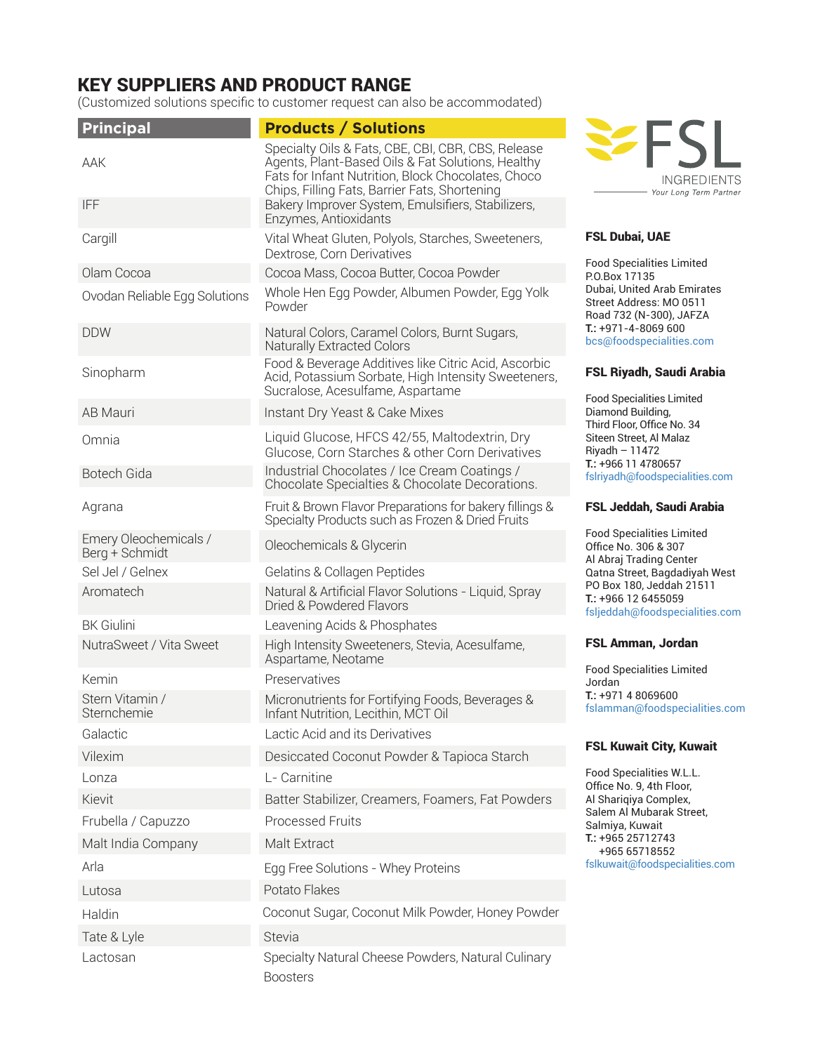# KEY SUPPLIERS AND PRODUCT RANGE

(Customized solutions specific to customer request can also be accommodated)

| Principal | Products / Solutions |
|---|---|
| AAK | Specialty Oils & Fats, CBE, CBI, CBR, CBS, Release Agents, Plant-Based Oils & Fat Solutions, Healthy Fats for Infant Nutrition, Block Chocolates, Choco Chips, Filling Fats, Barrier Fats, Shortening |
| IFF | Bakery Improver System, Emulsifiers, Stabilizers, Enzymes, Antioxidants |
| Cargill | Vital Wheat Gluten, Polyols, Starches, Sweeteners, Dextrose, Corn Derivatives |
| Olam Cocoa | Cocoa Mass, Cocoa Butter, Cocoa Powder |
| Ovodan Reliable Egg Solutions | Whole Hen Egg Powder, Albumen Powder, Egg Yolk Powder |
| DDW | Natural Colors, Caramel Colors, Burnt Sugars, Naturally Extracted Colors |
| Sinopharm | Food & Beverage Additives like Citric Acid, Ascorbic Acid, Potassium Sorbate, High Intensity Sweeteners, Sucralose, Acesulfame, Aspartame |
| AB Mauri | Instant Dry Yeast & Cake Mixes |
| Omnia | Liquid Glucose, HFCS 42/55, Maltodextrin, Dry Glucose, Corn Starches & other Corn Derivatives |
| Botech Gida | Industrial Chocolates / Ice Cream Coatings / Chocolate Specialties & Chocolate Decorations. |
| Agrana | Fruit & Brown Flavor Preparations for bakery fillings & Specialty Products such as Frozen & Dried Fruits |
| Emery Oleochemicals / Berg + Schmidt | Oleochemicals & Glycerin |
| Sel Jel / Gelnex | Gelatins & Collagen Peptides |
| Aromatech | Natural & Artificial Flavor Solutions - Liquid, Spray Dried & Powdered Flavors |
| BK Giulini | Leavening Acids & Phosphates |
| NutraSweet / Vita Sweet | High Intensity Sweeteners, Stevia, Acesulfame, Aspartame, Neotame |
| Kemin | Preservatives |
| Stern Vitamin / Sternchemie | Micronutrients for Fortifying Foods, Beverages & Infant Nutrition, Lecithin, MCT Oil |
| Galactic | Lactic Acid and its Derivatives |
| Vilexim | Desiccated Coconut Powder & Tapioca Starch |
| Lonza | L- Carnitine |
| Kievit | Batter Stabilizer, Creamers, Foamers, Fat Powders |
| Frubella / Capuzzo | Processed Fruits |
| Malt India Company | Malt Extract |
| Arla | Egg Free Solutions - Whey Proteins |
| Lutosa | Potato Flakes |
| Haldin | Coconut Sugar, Coconut Milk Powder, Honey Powder |
| Tate & Lyle | Stevia |
| Lactosan | Specialty Natural Cheese Powders, Natural Culinary Boosters |

FSL INGREDIENTS
*Your Long Term Partner*

### FSL Dubai, UAE

Food Specialities Limited
P.O.Box 17135
Dubai, United Arab Emirates
Street Address: MO 0511
Road 732 (N-300), JAFZA
**T.:** +971-4-8069 600
bcs@foodspecialities.com

### FSL Riyadh, Saudi Arabia

Food Specialities Limited
Diamond Building,
Third Floor, Office No. 34
Siteen Street, Al Malaz
Riyadh – 11472
**T.:** +966 11 4780657
fslriyadh@foodspecialities.com

### FSL Jeddah, Saudi Arabia

Food Specialities Limited
Office No. 306 & 307
Al Abraj Trading Center
Qatna Street, Bagdadiyah West
PO Box 180, Jeddah 21511
**T.:** +966 12 6455059
fsljeddah@foodspecialities.com

### FSL Amman, Jordan

Food Specialities Limited
Jordan
**T.:** +971 4 8069600
fslamman@foodspecialities.com

### FSL Kuwait City, Kuwait

Food Specialities W.L.L.
Office No. 9, 4th Floor,
Al Shariqiya Complex,
Salem Al Mubarak Street,
Salmiya, Kuwait
**T.:** +965 25712743
+965 65718552
fslkuwait@foodspecialities.com